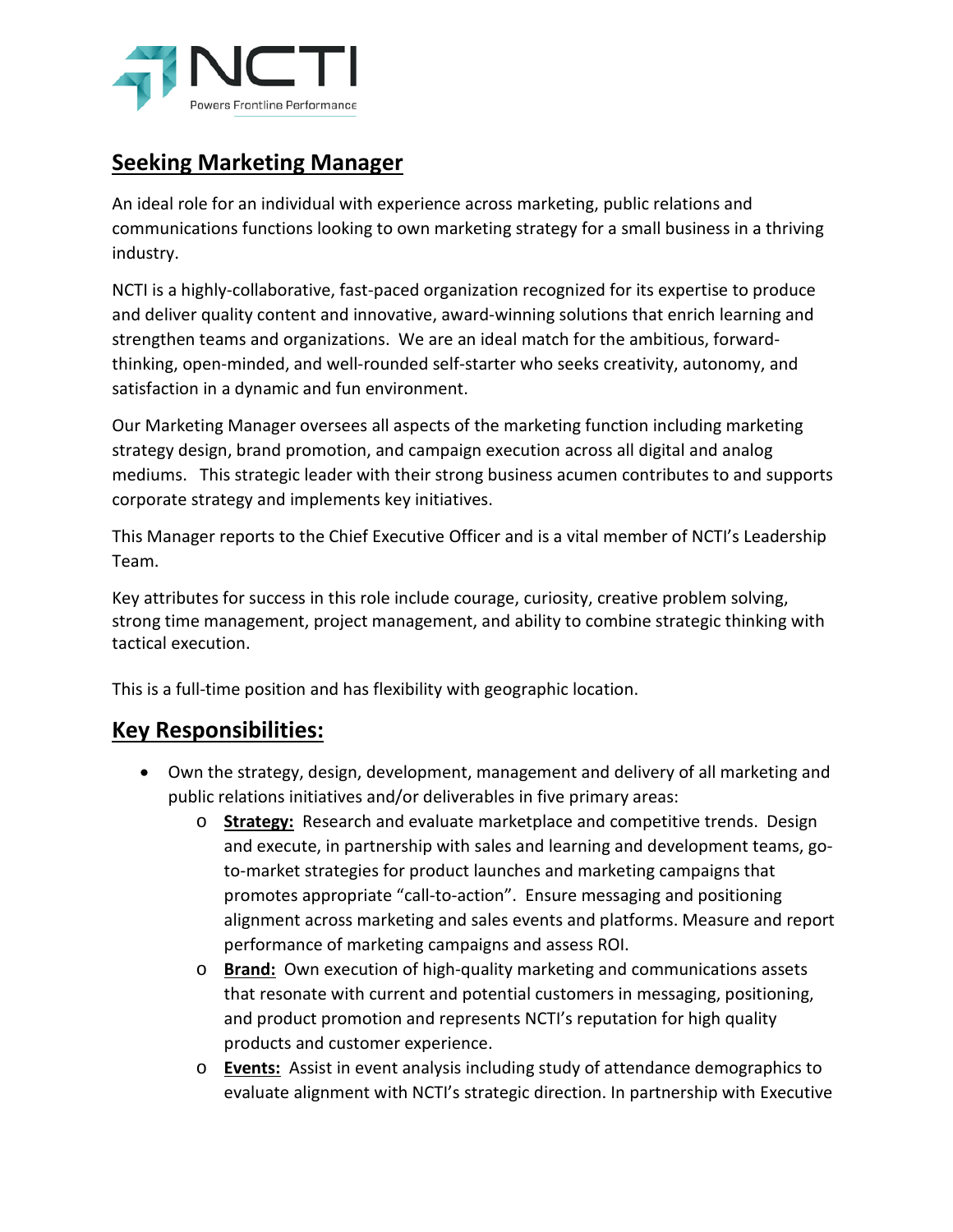NCTI

Powers Frontline Performance

# Seeking Marketing Manager

An ideal role for an individual with experience across marketing, public relations and communications functions looking to own marketing strategy for a small business in a thriving industry.

NCTI is a highly-collaborative, fast-paced organization recognized for its expertise to produce and deliver quality content and innovative, award-winning solutions that enrich learning and strengthen teams and organizations. We are an ideal match for the ambitious, forward-thinking, open-minded, and well-rounded self-starter who seeks creativity, autonomy, and satisfaction in a dynamic and fun environment.

Our Marketing Manager oversees all aspects of the marketing function including marketing strategy design, brand promotion, and campaign execution across all digital and analog mediums. This strategic leader with their strong business acumen contributes to and supports corporate strategy and implements key initiatives.

This Manager reports to the Chief Executive Officer and is a vital member of NCTI's Leadership Team.

Key attributes for success in this role include courage, curiosity, creative problem solving, strong time management, project management, and ability to combine strategic thinking with tactical execution.

This is a full-time position and has flexibility with geographic location.

## Key Responsibilities:

- Own the strategy, design, development, management and delivery of all marketing and public relations initiatives and/or deliverables in five primary areas:
  - **Strategy:** Research and evaluate marketplace and competitive trends. Design and execute, in partnership with sales and learning and development teams, go-to-market strategies for product launches and marketing campaigns that promotes appropriate "call-to-action". Ensure messaging and positioning alignment across marketing and sales events and platforms. Measure and report performance of marketing campaigns and assess ROI.
  - **Brand:** Own execution of high-quality marketing and communications assets that resonate with current and potential customers in messaging, positioning, and product promotion and represents NCTI's reputation for high quality products and customer experience.
  - **Events:** Assist in event analysis including study of attendance demographics to evaluate alignment with NCTI's strategic direction. In partnership with Executive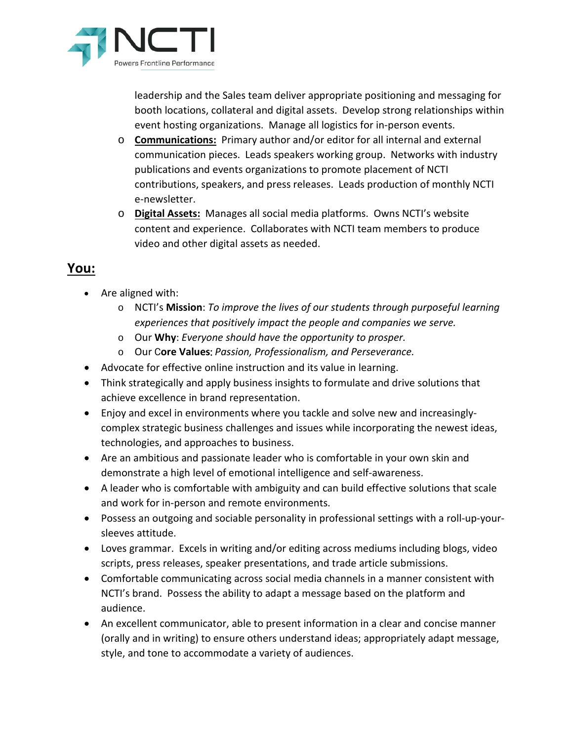leadership and the Sales team deliver appropriate positioning and messaging for booth locations, collateral and digital assets. Develop strong relationships within event hosting organizations. Manage all logistics for in-person events.

  - **Communications:** Primary author and/or editor for all internal and external communication pieces. Leads speakers working group. Networks with industry publications and events organizations to promote placement of NCTI contributions, speakers, and press releases. Leads production of monthly NCTI e-newsletter.
  - **Digital Assets:** Manages all social media platforms. Owns NCTI's website content and experience. Collaborates with NCTI team members to produce video and other digital assets as needed.

## You:

- Are aligned with:
  - NCTI's **Mission**: *To improve the lives of our students through purposeful learning experiences that positively impact the people and companies we serve.*
  - Our **Why**: *Everyone should have the opportunity to prosper.*
  - Our C**ore Values**: *Passion, Professionalism, and Perseverance.*
- Advocate for effective online instruction and its value in learning.
- Think strategically and apply business insights to formulate and drive solutions that achieve excellence in brand representation.
- Enjoy and excel in environments where you tackle and solve new and increasingly-complex strategic business challenges and issues while incorporating the newest ideas, technologies, and approaches to business.
- Are an ambitious and passionate leader who is comfortable in your own skin and demonstrate a high level of emotional intelligence and self-awareness.
- A leader who is comfortable with ambiguity and can build effective solutions that scale and work for in-person and remote environments.
- Possess an outgoing and sociable personality in professional settings with a roll-up-your-sleeves attitude.
- Loves grammar. Excels in writing and/or editing across mediums including blogs, video scripts, press releases, speaker presentations, and trade article submissions.
- Comfortable communicating across social media channels in a manner consistent with NCTI's brand. Possess the ability to adapt a message based on the platform and audience.
- An excellent communicator, able to present information in a clear and concise manner (orally and in writing) to ensure others understand ideas; appropriately adapt message, style, and tone to accommodate a variety of audiences.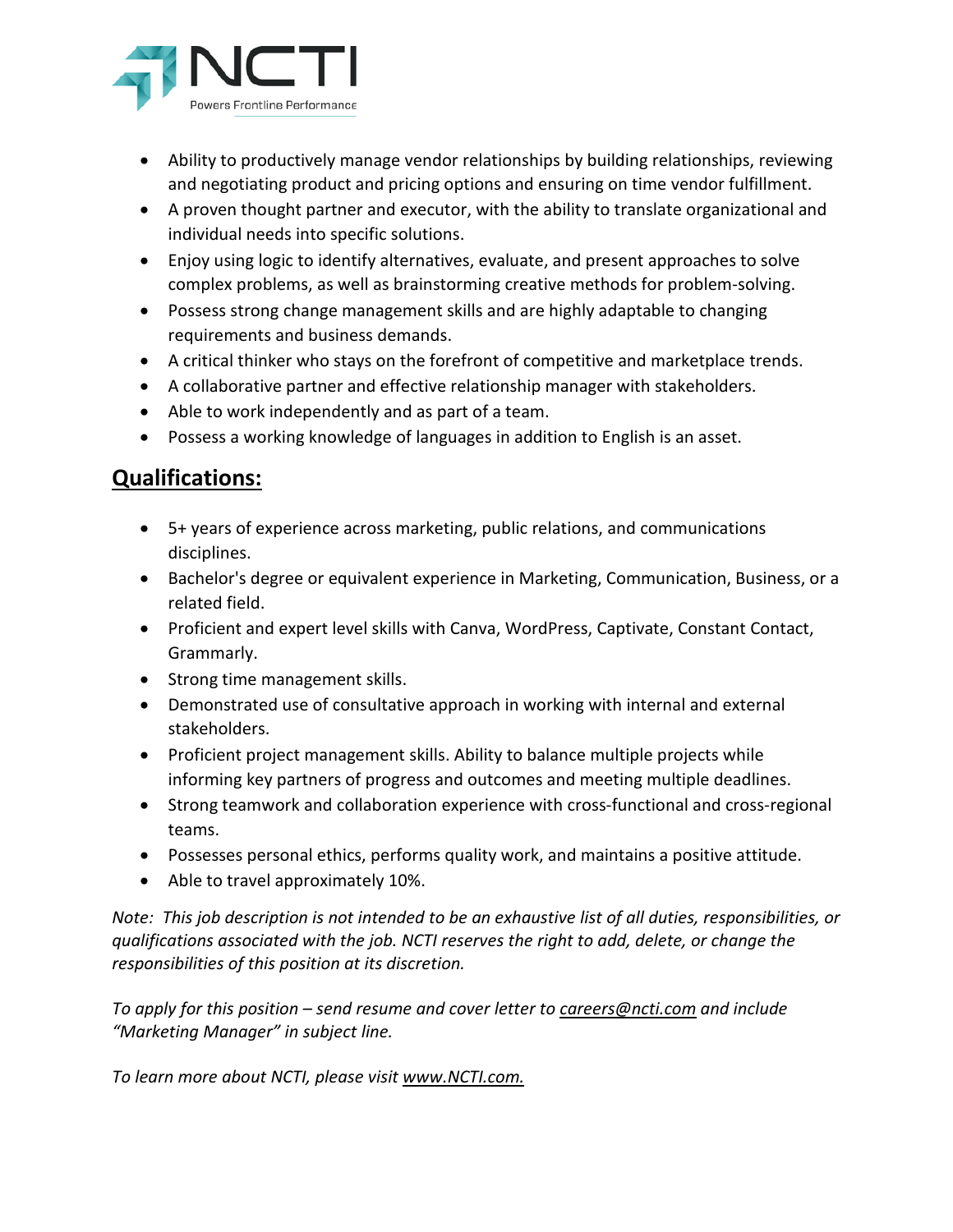- Ability to productively manage vendor relationships by building relationships, reviewing and negotiating product and pricing options and ensuring on time vendor fulfillment.
- A proven thought partner and executor, with the ability to translate organizational and individual needs into specific solutions.
- Enjoy using logic to identify alternatives, evaluate, and present approaches to solve complex problems, as well as brainstorming creative methods for problem-solving.
- Possess strong change management skills and are highly adaptable to changing requirements and business demands.
- A critical thinker who stays on the forefront of competitive and marketplace trends.
- A collaborative partner and effective relationship manager with stakeholders.
- Able to work independently and as part of a team.
- Possess a working knowledge of languages in addition to English is an asset.

## Qualifications:

- 5+ years of experience across marketing, public relations, and communications disciplines.
- Bachelor's degree or equivalent experience in Marketing, Communication, Business, or a related field.
- Proficient and expert level skills with Canva, WordPress, Captivate, Constant Contact, Grammarly.
- Strong time management skills.
- Demonstrated use of consultative approach in working with internal and external stakeholders.
- Proficient project management skills. Ability to balance multiple projects while informing key partners of progress and outcomes and meeting multiple deadlines.
- Strong teamwork and collaboration experience with cross-functional and cross-regional teams.
- Possesses personal ethics, performs quality work, and maintains a positive attitude.
- Able to travel approximately 10%.

*Note: This job description is not intended to be an exhaustive list of all duties, responsibilities, or qualifications associated with the job. NCTI reserves the right to add, delete, or change the responsibilities of this position at its discretion.*

*To apply for this position – send resume and cover letter to careers@ncti.com and include "Marketing Manager" in subject line.*

*To learn more about NCTI, please visit www.NCTI.com.*